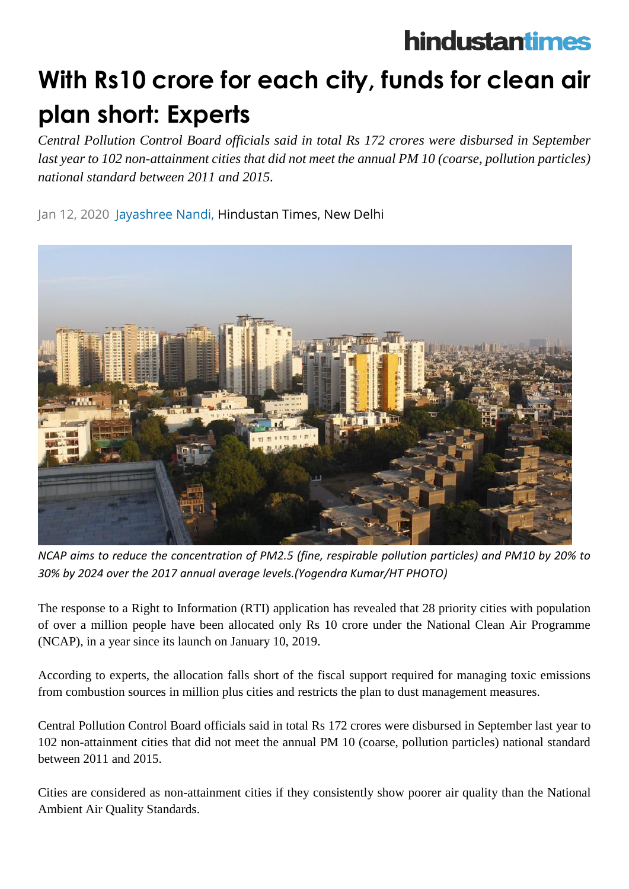hindustantimes

# With Rs10 crore for each city, funds for clean air plan short: Experts

*Central Pollution Control Board officials said in total Rs 172 crores were disbursed in September last year to 102 non-attainment cities that did not meet the annual PM 10 (coarse, pollution particles) national standard between 2011 and 2015.*

Jan 12, 2020 Jayashree Nandi, Hindustan Times, New Delhi

*NCAP aims to reduce the concentration of PM2.5 (fine, respirable pollution particles) and PM10 by 20% to 30% by 2024 over the 2017 annual average levels.(Yogendra Kumar/HT PHOTO)*

The response to a Right to Information (RTI) application has revealed that 28 priority cities with population of over a million people have been allocated only Rs 10 crore under the National Clean Air Programme (NCAP), in a year since its launch on January 10, 2019.

According to experts, the allocation falls short of the fiscal support required for managing toxic emissions from combustion sources in million plus cities and restricts the plan to dust management measures.

Central Pollution Control Board officials said in total Rs 172 crores were disbursed in September last year to 102 non-attainment cities that did not meet the annual PM 10 (coarse, pollution particles) national standard between 2011 and 2015.

Cities are considered as non-attainment cities if they consistently show poorer air quality than the National Ambient Air Quality Standards.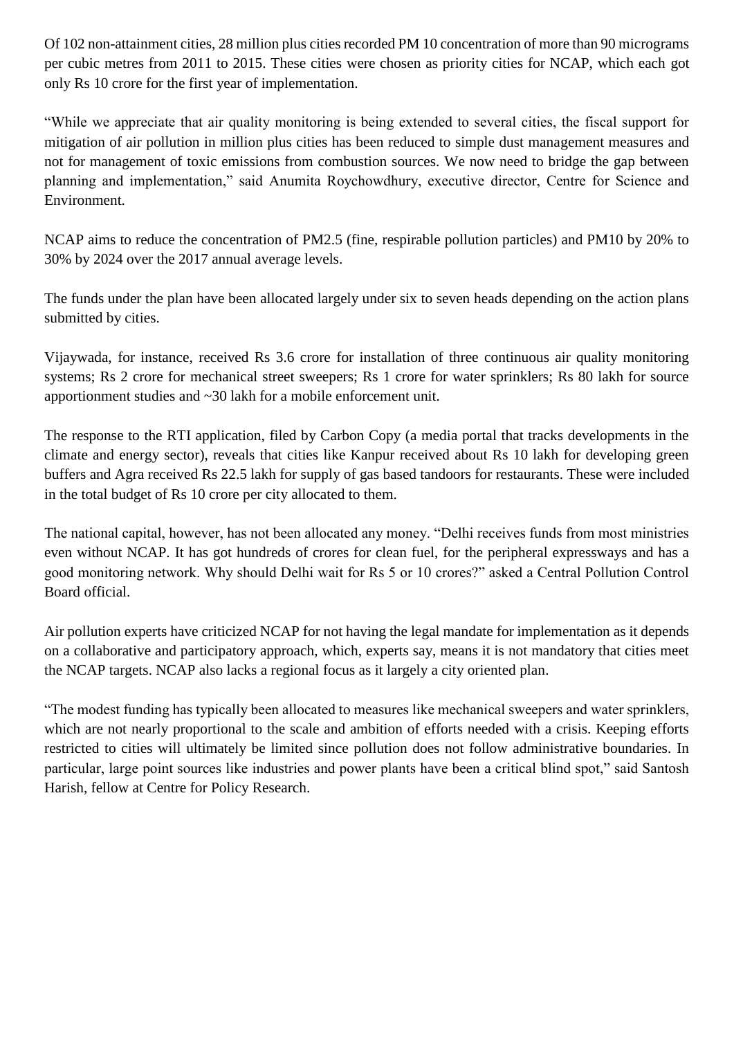Of 102 non-attainment cities, 28 million plus cities recorded PM 10 concentration of more than 90 micrograms per cubic metres from 2011 to 2015. These cities were chosen as priority cities for NCAP, which each got only Rs 10 crore for the first year of implementation.

"While we appreciate that air quality monitoring is being extended to several cities, the fiscal support for mitigation of air pollution in million plus cities has been reduced to simple dust management measures and not for management of toxic emissions from combustion sources. We now need to bridge the gap between planning and implementation," said Anumita Roychowdhury, executive director, Centre for Science and Environment.

NCAP aims to reduce the concentration of PM2.5 (fine, respirable pollution particles) and PM10 by 20% to 30% by 2024 over the 2017 annual average levels.

The funds under the plan have been allocated largely under six to seven heads depending on the action plans submitted by cities.

Vijaywada, for instance, received Rs 3.6 crore for installation of three continuous air quality monitoring systems; Rs 2 crore for mechanical street sweepers; Rs 1 crore for water sprinklers; Rs 80 lakh for source apportionment studies and ~30 lakh for a mobile enforcement unit.

The response to the RTI application, filed by Carbon Copy (a media portal that tracks developments in the climate and energy sector), reveals that cities like Kanpur received about Rs 10 lakh for developing green buffers and Agra received Rs 22.5 lakh for supply of gas based tandoors for restaurants. These were included in the total budget of Rs 10 crore per city allocated to them.

The national capital, however, has not been allocated any money. "Delhi receives funds from most ministries even without NCAP. It has got hundreds of crores for clean fuel, for the peripheral expressways and has a good monitoring network. Why should Delhi wait for Rs 5 or 10 crores?" asked a Central Pollution Control Board official.

Air pollution experts have criticized NCAP for not having the legal mandate for implementation as it depends on a collaborative and participatory approach, which, experts say, means it is not mandatory that cities meet the NCAP targets. NCAP also lacks a regional focus as it largely a city oriented plan.

"The modest funding has typically been allocated to measures like mechanical sweepers and water sprinklers, which are not nearly proportional to the scale and ambition of efforts needed with a crisis. Keeping efforts restricted to cities will ultimately be limited since pollution does not follow administrative boundaries. In particular, large point sources like industries and power plants have been a critical blind spot," said Santosh Harish, fellow at Centre for Policy Research.